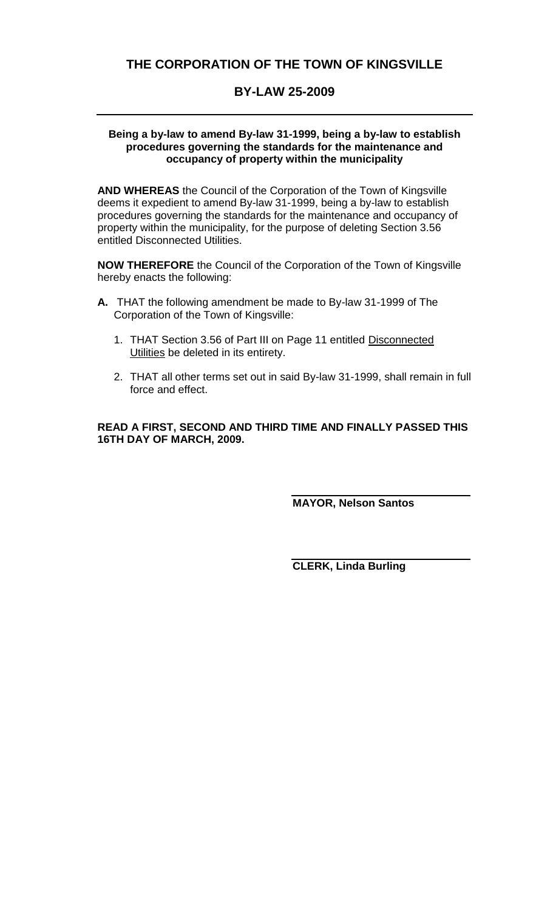# THE CORPORATION OF THE TOWN OF KINGSVILLE

## BY-LAW 25-2009

---

**Being a by-law to amend By-law 31-1999, being a by-law to establish procedures governing the standards for the maintenance and occupancy of property within the municipality**

**AND WHEREAS** the Council of the Corporation of the Town of Kingsville deems it expedient to amend By-law 31-1999, being a by-law to establish procedures governing the standards for the maintenance and occupancy of property within the municipality, for the purpose of deleting Section 3.56 entitled Disconnected Utilities.

**NOW THEREFORE** the Council of the Corporation of the Town of Kingsville hereby enacts the following:

**A.** THAT the following amendment be made to By-law 31-1999 of The Corporation of the Town of Kingsville:

1. THAT Section 3.56 of Part III on Page 11 entitled Disconnected Utilities be deleted in its entirety.
2. THAT all other terms set out in said By-law 31-1999, shall remain in full force and effect.

**READ A FIRST, SECOND AND THIRD TIME AND FINALLY PASSED THIS 16TH DAY OF MARCH, 2009.**

**MAYOR, Nelson Santos**

**CLERK, Linda Burling**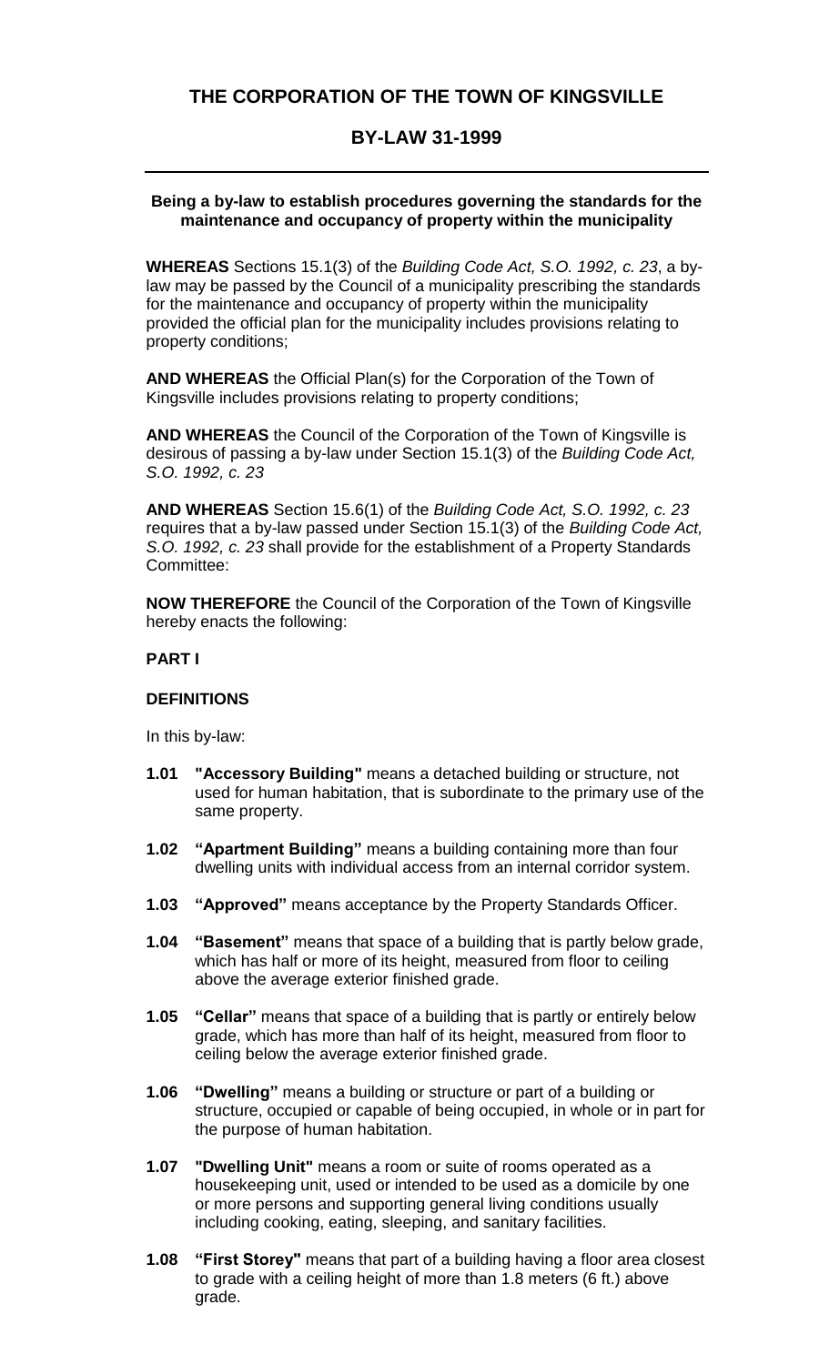## THE CORPORATION OF THE TOWN OF KINGSVILLE

## BY-LAW 31-1999

---

**Being a by-law to establish procedures governing the standards for the maintenance and occupancy of property within the municipality**

**WHEREAS** Sections 15.1(3) of the *Building Code Act, S.O. 1992, c. 23*, a by-law may be passed by the Council of a municipality prescribing the standards for the maintenance and occupancy of property within the municipality provided the official plan for the municipality includes provisions relating to property conditions;

**AND WHEREAS** the Official Plan(s) for the Corporation of the Town of Kingsville includes provisions relating to property conditions;

**AND WHEREAS** the Council of the Corporation of the Town of Kingsville is desirous of passing a by-law under Section 15.1(3) of the *Building Code Act, S.O. 1992, c. 23*

**AND WHEREAS** Section 15.6(1) of the *Building Code Act, S.O. 1992, c. 23* requires that a by-law passed under Section 15.1(3) of the *Building Code Act, S.O. 1992, c. 23* shall provide for the establishment of a Property Standards Committee:

**NOW THEREFORE** the Council of the Corporation of the Town of Kingsville hereby enacts the following:

**PART I**

**DEFINITIONS**

In this by-law:

**1.01** **"Accessory Building"** means a detached building or structure, not used for human habitation, that is subordinate to the primary use of the same property.

**1.02** **"Apartment Building"** means a building containing more than four dwelling units with individual access from an internal corridor system.

**1.03** **"Approved"** means acceptance by the Property Standards Officer.

**1.04** **"Basement"** means that space of a building that is partly below grade, which has half or more of its height, measured from floor to ceiling above the average exterior finished grade.

**1.05** **"Cellar"** means that space of a building that is partly or entirely below grade, which has more than half of its height, measured from floor to ceiling below the average exterior finished grade.

**1.06** **"Dwelling"** means a building or structure or part of a building or structure, occupied or capable of being occupied, in whole or in part for the purpose of human habitation.

**1.07** **"Dwelling Unit"** means a room or suite of rooms operated as a housekeeping unit, used or intended to be used as a domicile by one or more persons and supporting general living conditions usually including cooking, eating, sleeping, and sanitary facilities.

**1.08** **"First Storey"** means that part of a building having a floor area closest to grade with a ceiling height of more than 1.8 meters (6 ft.) above grade.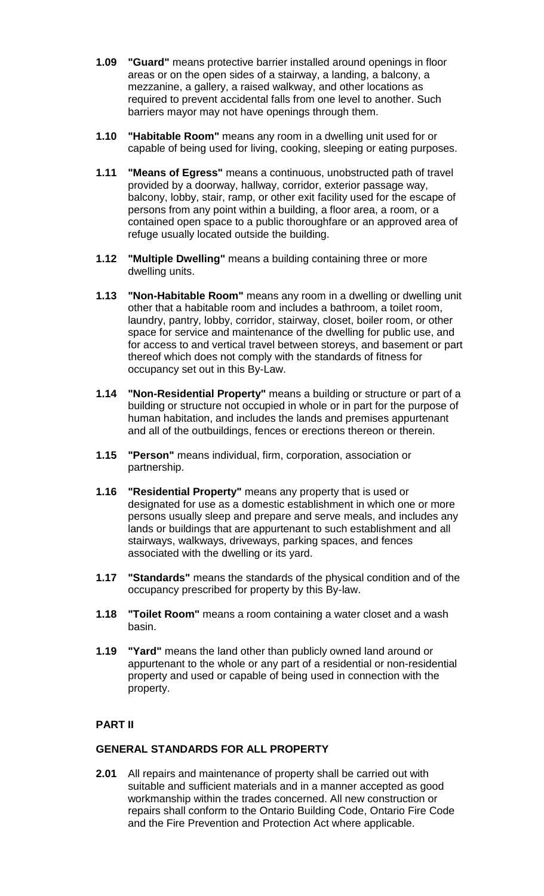**1.09** **"Guard"** means protective barrier installed around openings in floor areas or on the open sides of a stairway, a landing, a balcony, a mezzanine, a gallery, a raised walkway, and other locations as required to prevent accidental falls from one level to another. Such barriers mayor may not have openings through them.

**1.10** **"Habitable Room"** means any room in a dwelling unit used for or capable of being used for living, cooking, sleeping or eating purposes.

**1.11** **"Means of Egress"** means a continuous, unobstructed path of travel provided by a doorway, hallway, corridor, exterior passage way, balcony, lobby, stair, ramp, or other exit facility used for the escape of persons from any point within a building, a floor area, a room, or a contained open space to a public thoroughfare or an approved area of refuge usually located outside the building.

**1.12** **"Multiple Dwelling"** means a building containing three or more dwelling units.

**1.13** **"Non-Habitable Room"** means any room in a dwelling or dwelling unit other that a habitable room and includes a bathroom, a toilet room, laundry, pantry, lobby, corridor, stairway, closet, boiler room, or other space for service and maintenance of the dwelling for public use, and for access to and vertical travel between storeys, and basement or part thereof which does not comply with the standards of fitness for occupancy set out in this By-Law.

**1.14** **"Non-Residential Property"** means a building or structure or part of a building or structure not occupied in whole or in part for the purpose of human habitation, and includes the lands and premises appurtenant and all of the outbuildings, fences or erections thereon or therein.

**1.15** **"Person"** means individual, firm, corporation, association or partnership.

**1.16** **"Residential Property"** means any property that is used or designated for use as a domestic establishment in which one or more persons usually sleep and prepare and serve meals, and includes any lands or buildings that are appurtenant to such establishment and all stairways, walkways, driveways, parking spaces, and fences associated with the dwelling or its yard.

**1.17** **"Standards"** means the standards of the physical condition and of the occupancy prescribed for property by this By-law.

**1.18** **"Toilet Room"** means a room containing a water closet and a wash basin.

**1.19** **"Yard"** means the land other than publicly owned land around or appurtenant to the whole or any part of a residential or non-residential property and used or capable of being used in connection with the property.

## PART II

### GENERAL STANDARDS FOR ALL PROPERTY

**2.01** All repairs and maintenance of property shall be carried out with suitable and sufficient materials and in a manner accepted as good workmanship within the trades concerned. All new construction or repairs shall conform to the Ontario Building Code, Ontario Fire Code and the Fire Prevention and Protection Act where applicable.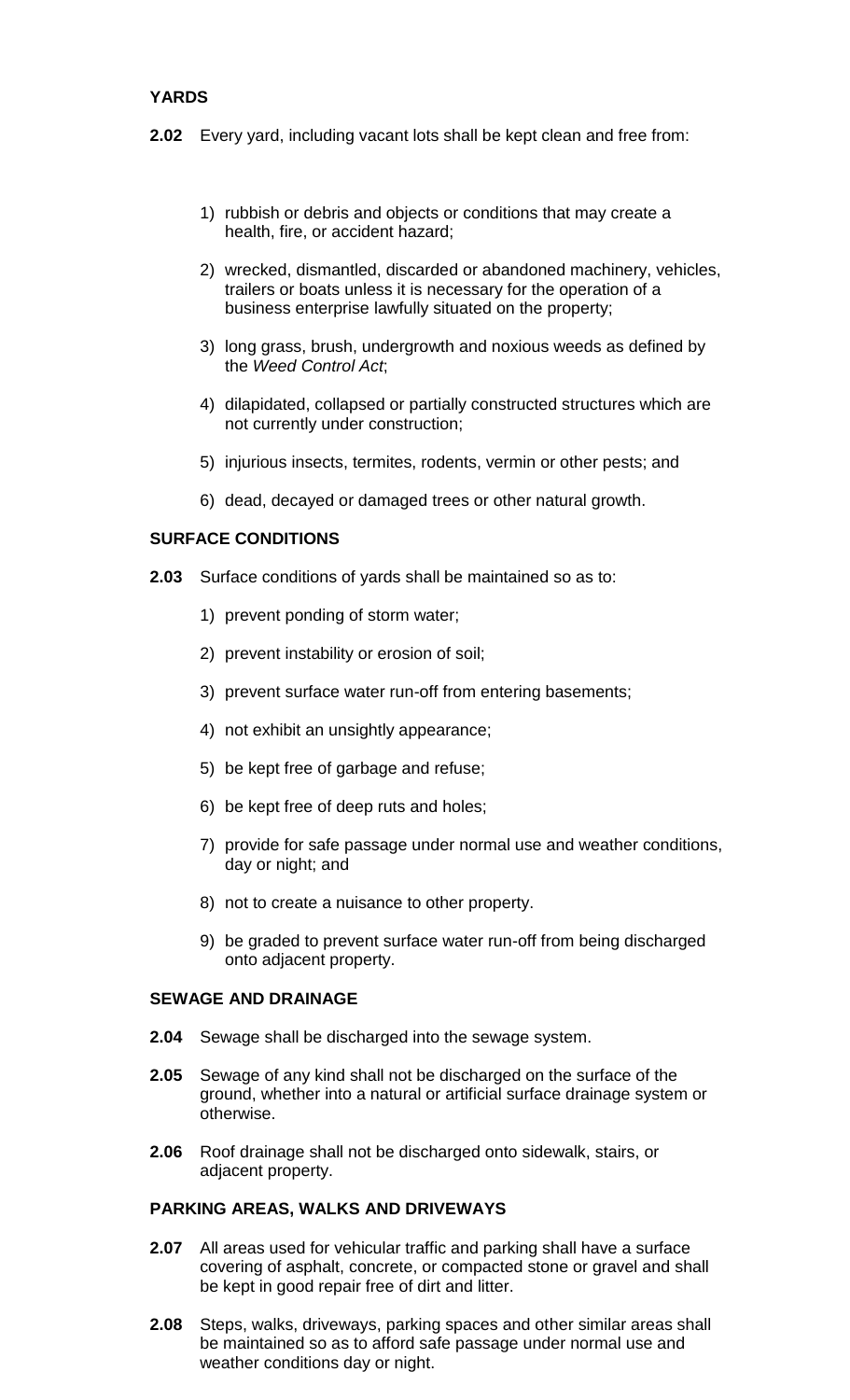### YARDS

**2.02** Every yard, including vacant lots shall be kept clean and free from:

1) rubbish or debris and objects or conditions that may create a health, fire, or accident hazard;

2) wrecked, dismantled, discarded or abandoned machinery, vehicles, trailers or boats unless it is necessary for the operation of a business enterprise lawfully situated on the property;

3) long grass, brush, undergrowth and noxious weeds as defined by the *Weed Control Act*;

4) dilapidated, collapsed or partially constructed structures which are not currently under construction;

5) injurious insects, termites, rodents, vermin or other pests; and

6) dead, decayed or damaged trees or other natural growth.

### SURFACE CONDITIONS

**2.03** Surface conditions of yards shall be maintained so as to:

1) prevent ponding of storm water;

2) prevent instability or erosion of soil;

3) prevent surface water run-off from entering basements;

4) not exhibit an unsightly appearance;

5) be kept free of garbage and refuse;

6) be kept free of deep ruts and holes;

7) provide for safe passage under normal use and weather conditions, day or night; and

8) not to create a nuisance to other property.

9) be graded to prevent surface water run-off from being discharged onto adjacent property.

### SEWAGE AND DRAINAGE

**2.04** Sewage shall be discharged into the sewage system.

**2.05** Sewage of any kind shall not be discharged on the surface of the ground, whether into a natural or artificial surface drainage system or otherwise.

**2.06** Roof drainage shall not be discharged onto sidewalk, stairs, or adjacent property.

### PARKING AREAS, WALKS AND DRIVEWAYS

**2.07** All areas used for vehicular traffic and parking shall have a surface covering of asphalt, concrete, or compacted stone or gravel and shall be kept in good repair free of dirt and litter.

**2.08** Steps, walks, driveways, parking spaces and other similar areas shall be maintained so as to afford safe passage under normal use and weather conditions day or night.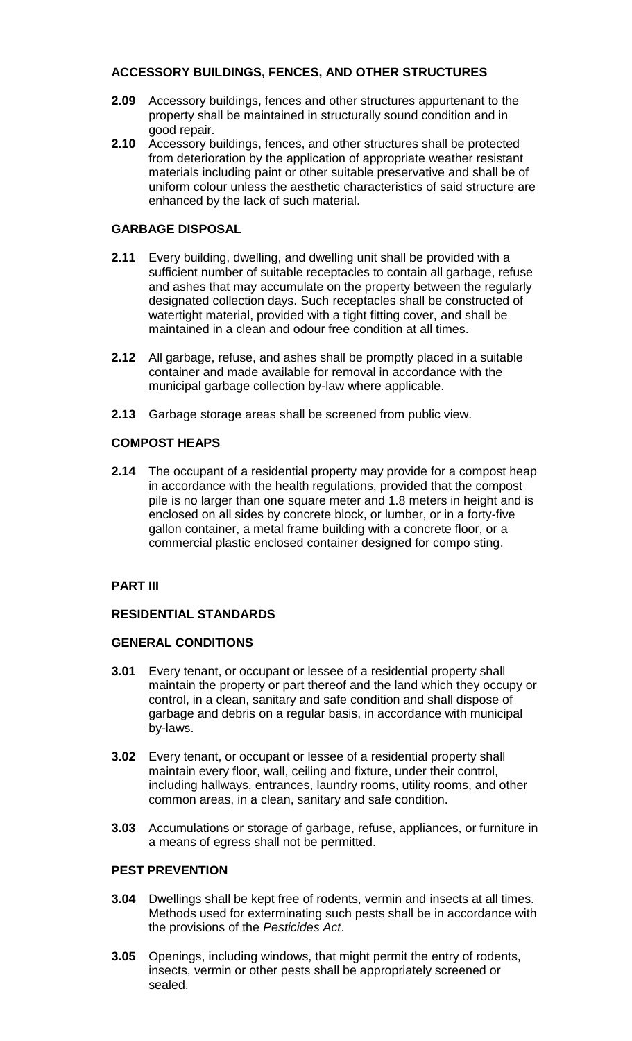**ACCESSORY BUILDINGS, FENCES, AND OTHER STRUCTURES**

**2.09** Accessory buildings, fences and other structures appurtenant to the property shall be maintained in structurally sound condition and in good repair.

**2.10** Accessory buildings, fences, and other structures shall be protected from deterioration by the application of appropriate weather resistant materials including paint or other suitable preservative and shall be of uniform colour unless the aesthetic characteristics of said structure are enhanced by the lack of such material.

**GARBAGE DISPOSAL**

**2.11** Every building, dwelling, and dwelling unit shall be provided with a sufficient number of suitable receptacles to contain all garbage, refuse and ashes that may accumulate on the property between the regularly designated collection days. Such receptacles shall be constructed of watertight material, provided with a tight fitting cover, and shall be maintained in a clean and odour free condition at all times.

**2.12** All garbage, refuse, and ashes shall be promptly placed in a suitable container and made available for removal in accordance with the municipal garbage collection by-law where applicable.

**2.13** Garbage storage areas shall be screened from public view.

**COMPOST HEAPS**

**2.14** The occupant of a residential property may provide for a compost heap in accordance with the health regulations, provided that the compost pile is no larger than one square meter and 1.8 meters in height and is enclosed on all sides by concrete block, or lumber, or in a forty-five gallon container, a metal frame building with a concrete floor, or a commercial plastic enclosed container designed for compo sting.

**PART III**

**RESIDENTIAL STANDARDS**

**GENERAL CONDITIONS**

**3.01** Every tenant, or occupant or lessee of a residential property shall maintain the property or part thereof and the land which they occupy or control, in a clean, sanitary and safe condition and shall dispose of garbage and debris on a regular basis, in accordance with municipal by-laws.

**3.02** Every tenant, or occupant or lessee of a residential property shall maintain every floor, wall, ceiling and fixture, under their control, including hallways, entrances, laundry rooms, utility rooms, and other common areas, in a clean, sanitary and safe condition.

**3.03** Accumulations or storage of garbage, refuse, appliances, or furniture in a means of egress shall not be permitted.

**PEST PREVENTION**

**3.04** Dwellings shall be kept free of rodents, vermin and insects at all times. Methods used for exterminating such pests shall be in accordance with the provisions of the *Pesticides Act*.

**3.05** Openings, including windows, that might permit the entry of rodents, insects, vermin or other pests shall be appropriately screened or sealed.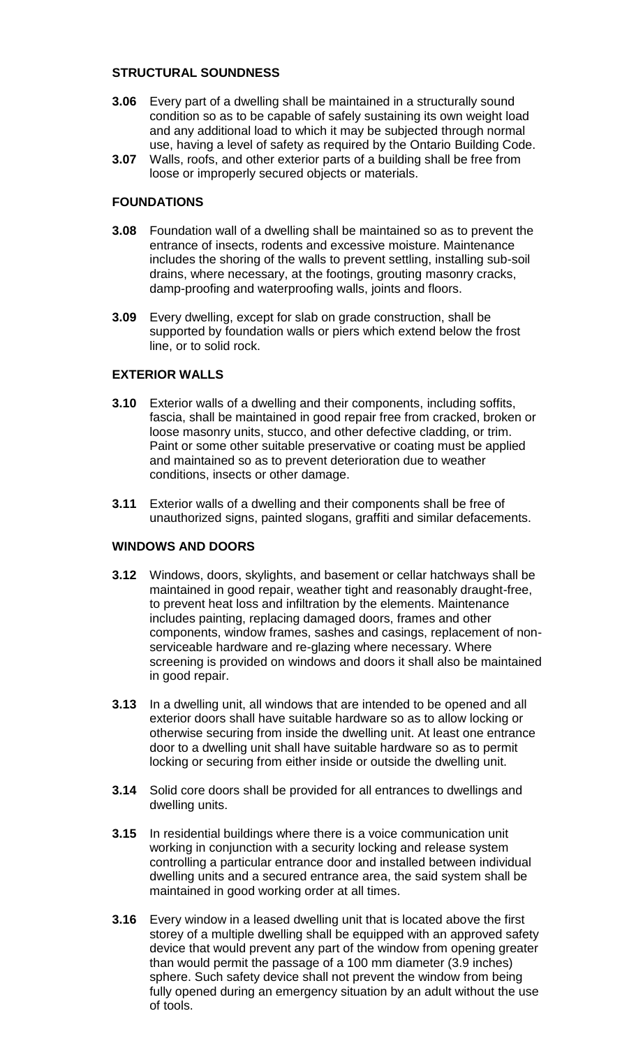## STRUCTURAL SOUNDNESS

**3.06** Every part of a dwelling shall be maintained in a structurally sound condition so as to be capable of safely sustaining its own weight load and any additional load to which it may be subjected through normal use, having a level of safety as required by the Ontario Building Code.

**3.07** Walls, roofs, and other exterior parts of a building shall be free from loose or improperly secured objects or materials.

## FOUNDATIONS

**3.08** Foundation wall of a dwelling shall be maintained so as to prevent the entrance of insects, rodents and excessive moisture. Maintenance includes the shoring of the walls to prevent settling, installing sub-soil drains, where necessary, at the footings, grouting masonry cracks, damp-proofing and waterproofing walls, joints and floors.

**3.09** Every dwelling, except for slab on grade construction, shall be supported by foundation walls or piers which extend below the frost line, or to solid rock.

## EXTERIOR WALLS

**3.10** Exterior walls of a dwelling and their components, including soffits, fascia, shall be maintained in good repair free from cracked, broken or loose masonry units, stucco, and other defective cladding, or trim. Paint or some other suitable preservative or coating must be applied and maintained so as to prevent deterioration due to weather conditions, insects or other damage.

**3.11** Exterior walls of a dwelling and their components shall be free of unauthorized signs, painted slogans, graffiti and similar defacements.

## WINDOWS AND DOORS

**3.12** Windows, doors, skylights, and basement or cellar hatchways shall be maintained in good repair, weather tight and reasonably draught-free, to prevent heat loss and infiltration by the elements. Maintenance includes painting, replacing damaged doors, frames and other components, window frames, sashes and casings, replacement of non-serviceable hardware and re-glazing where necessary. Where screening is provided on windows and doors it shall also be maintained in good repair.

**3.13** In a dwelling unit, all windows that are intended to be opened and all exterior doors shall have suitable hardware so as to allow locking or otherwise securing from inside the dwelling unit. At least one entrance door to a dwelling unit shall have suitable hardware so as to permit locking or securing from either inside or outside the dwelling unit.

**3.14** Solid core doors shall be provided for all entrances to dwellings and dwelling units.

**3.15** In residential buildings where there is a voice communication unit working in conjunction with a security locking and release system controlling a particular entrance door and installed between individual dwelling units and a secured entrance area, the said system shall be maintained in good working order at all times.

**3.16** Every window in a leased dwelling unit that is located above the first storey of a multiple dwelling shall be equipped with an approved safety device that would prevent any part of the window from opening greater than would permit the passage of a 100 mm diameter (3.9 inches) sphere. Such safety device shall not prevent the window from being fully opened during an emergency situation by an adult without the use of tools.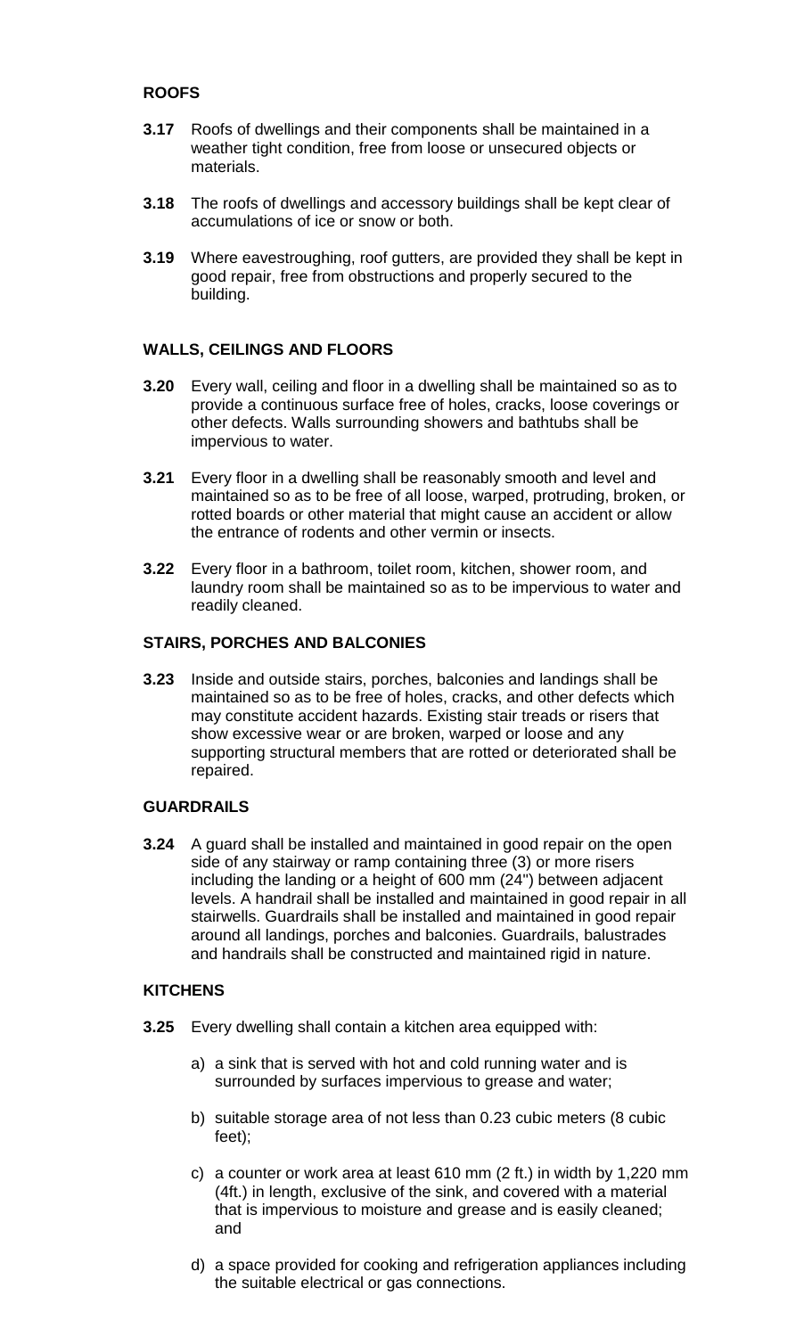## ROOFS

**3.17** Roofs of dwellings and their components shall be maintained in a weather tight condition, free from loose or unsecured objects or materials.

**3.18** The roofs of dwellings and accessory buildings shall be kept clear of accumulations of ice or snow or both.

**3.19** Where eavestroughing, roof gutters, are provided they shall be kept in good repair, free from obstructions and properly secured to the building.

## WALLS, CEILINGS AND FLOORS

**3.20** Every wall, ceiling and floor in a dwelling shall be maintained so as to provide a continuous surface free of holes, cracks, loose coverings or other defects. Walls surrounding showers and bathtubs shall be impervious to water.

**3.21** Every floor in a dwelling shall be reasonably smooth and level and maintained so as to be free of all loose, warped, protruding, broken, or rotted boards or other material that might cause an accident or allow the entrance of rodents and other vermin or insects.

**3.22** Every floor in a bathroom, toilet room, kitchen, shower room, and laundry room shall be maintained so as to be impervious to water and readily cleaned.

## STAIRS, PORCHES AND BALCONIES

**3.23** Inside and outside stairs, porches, balconies and landings shall be maintained so as to be free of holes, cracks, and other defects which may constitute accident hazards. Existing stair treads or risers that show excessive wear or are broken, warped or loose and any supporting structural members that are rotted or deteriorated shall be repaired.

## GUARDRAILS

**3.24** A guard shall be installed and maintained in good repair on the open side of any stairway or ramp containing three (3) or more risers including the landing or a height of 600 mm (24") between adjacent levels. A handrail shall be installed and maintained in good repair in all stairwells. Guardrails shall be installed and maintained in good repair around all landings, porches and balconies. Guardrails, balustrades and handrails shall be constructed and maintained rigid in nature.

## KITCHENS

**3.25** Every dwelling shall contain a kitchen area equipped with:

a) a sink that is served with hot and cold running water and is surrounded by surfaces impervious to grease and water;

b) suitable storage area of not less than 0.23 cubic meters (8 cubic feet);

c) a counter or work area at least 610 mm (2 ft.) in width by 1,220 mm (4ft.) in length, exclusive of the sink, and covered with a material that is impervious to moisture and grease and is easily cleaned; and

d) a space provided for cooking and refrigeration appliances including the suitable electrical or gas connections.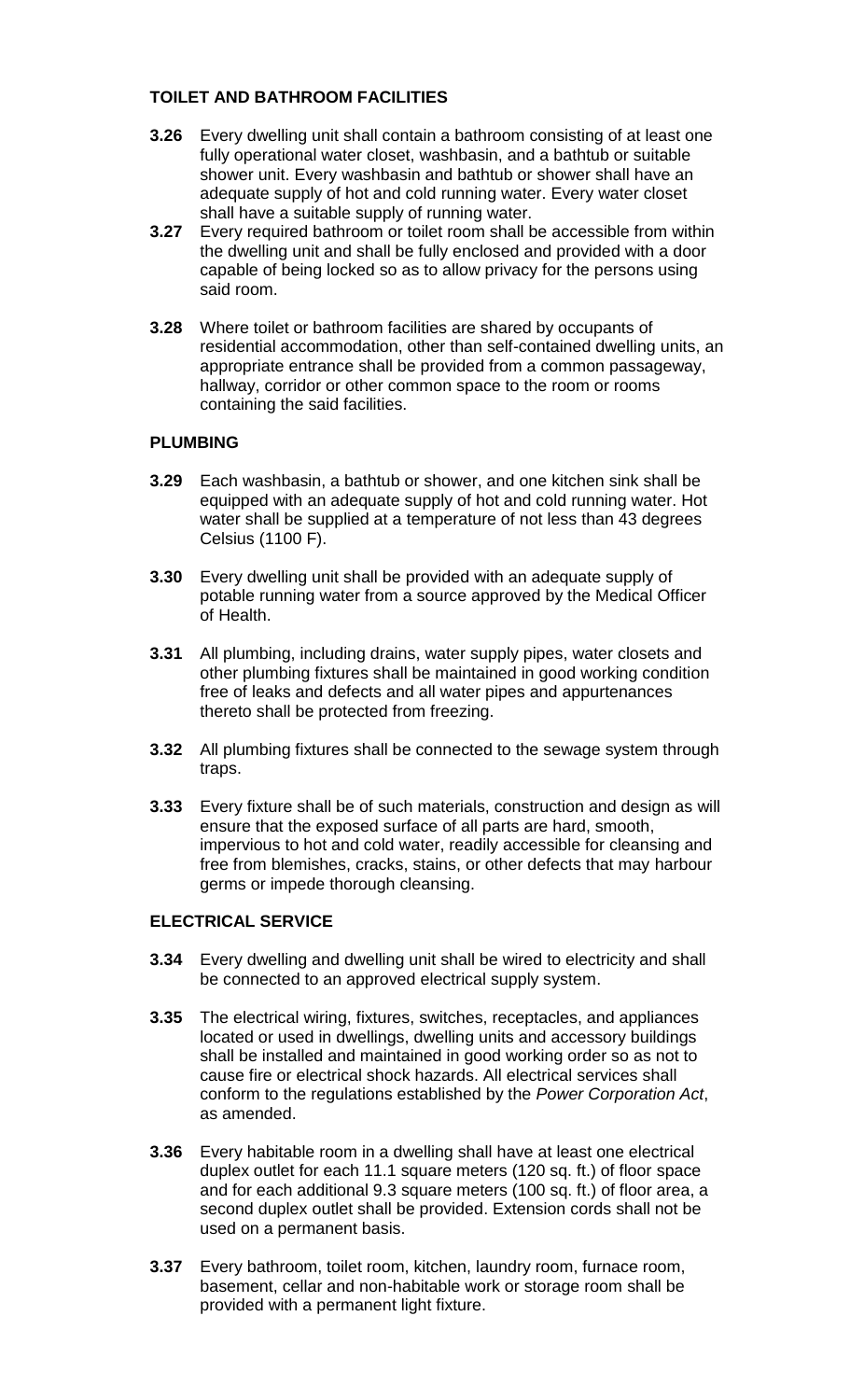## TOILET AND BATHROOM FACILITIES

**3.26** Every dwelling unit shall contain a bathroom consisting of at least one fully operational water closet, washbasin, and a bathtub or suitable shower unit. Every washbasin and bathtub or shower shall have an adequate supply of hot and cold running water. Every water closet shall have a suitable supply of running water.

**3.27** Every required bathroom or toilet room shall be accessible from within the dwelling unit and shall be fully enclosed and provided with a door capable of being locked so as to allow privacy for the persons using said room.

**3.28** Where toilet or bathroom facilities are shared by occupants of residential accommodation, other than self-contained dwelling units, an appropriate entrance shall be provided from a common passageway, hallway, corridor or other common space to the room or rooms containing the said facilities.

## PLUMBING

**3.29** Each washbasin, a bathtub or shower, and one kitchen sink shall be equipped with an adequate supply of hot and cold running water. Hot water shall be supplied at a temperature of not less than 43 degrees Celsius (1100 F).

**3.30** Every dwelling unit shall be provided with an adequate supply of potable running water from a source approved by the Medical Officer of Health.

**3.31** All plumbing, including drains, water supply pipes, water closets and other plumbing fixtures shall be maintained in good working condition free of leaks and defects and all water pipes and appurtenances thereto shall be protected from freezing.

**3.32** All plumbing fixtures shall be connected to the sewage system through traps.

**3.33** Every fixture shall be of such materials, construction and design as will ensure that the exposed surface of all parts are hard, smooth, impervious to hot and cold water, readily accessible for cleansing and free from blemishes, cracks, stains, or other defects that may harbour germs or impede thorough cleansing.

## ELECTRICAL SERVICE

**3.34** Every dwelling and dwelling unit shall be wired to electricity and shall be connected to an approved electrical supply system.

**3.35** The electrical wiring, fixtures, switches, receptacles, and appliances located or used in dwellings, dwelling units and accessory buildings shall be installed and maintained in good working order so as not to cause fire or electrical shock hazards. All electrical services shall conform to the regulations established by the *Power Corporation Act*, as amended.

**3.36** Every habitable room in a dwelling shall have at least one electrical duplex outlet for each 11.1 square meters (120 sq. ft.) of floor space and for each additional 9.3 square meters (100 sq. ft.) of floor area, a second duplex outlet shall be provided. Extension cords shall not be used on a permanent basis.

**3.37** Every bathroom, toilet room, kitchen, laundry room, furnace room, basement, cellar and non-habitable work or storage room shall be provided with a permanent light fixture.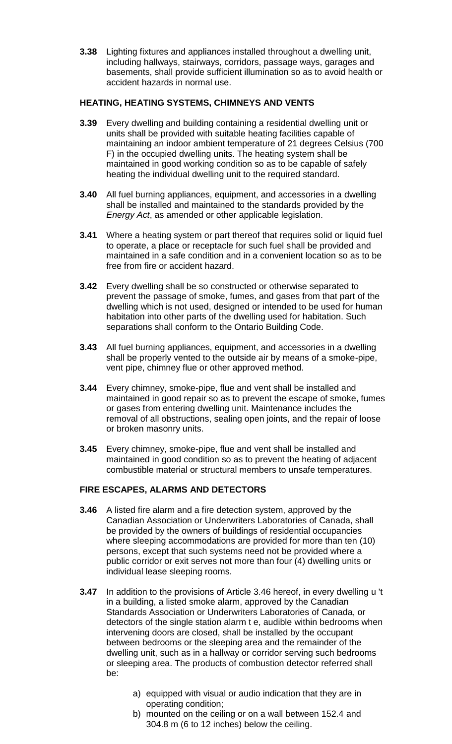**3.38** Lighting fixtures and appliances installed throughout a dwelling unit, including hallways, stairways, corridors, passage ways, garages and basements, shall provide sufficient illumination so as to avoid health or accident hazards in normal use.

**HEATING, HEATING SYSTEMS, CHIMNEYS AND VENTS**

**3.39** Every dwelling and building containing a residential dwelling unit or units shall be provided with suitable heating facilities capable of maintaining an indoor ambient temperature of 21 degrees Celsius (700 F) in the occupied dwelling units. The heating system shall be maintained in good working condition so as to be capable of safely heating the individual dwelling unit to the required standard.

**3.40** All fuel burning appliances, equipment, and accessories in a dwelling shall be installed and maintained to the standards provided by the *Energy Act*, as amended or other applicable legislation.

**3.41** Where a heating system or part thereof that requires solid or liquid fuel to operate, a place or receptacle for such fuel shall be provided and maintained in a safe condition and in a convenient location so as to be free from fire or accident hazard.

**3.42** Every dwelling shall be so constructed or otherwise separated to prevent the passage of smoke, fumes, and gases from that part of the dwelling which is not used, designed or intended to be used for human habitation into other parts of the dwelling used for habitation. Such separations shall conform to the Ontario Building Code.

**3.43** All fuel burning appliances, equipment, and accessories in a dwelling shall be properly vented to the outside air by means of a smoke-pipe, vent pipe, chimney flue or other approved method.

**3.44** Every chimney, smoke-pipe, flue and vent shall be installed and maintained in good repair so as to prevent the escape of smoke, fumes or gases from entering dwelling unit. Maintenance includes the removal of all obstructions, sealing open joints, and the repair of loose or broken masonry units.

**3.45** Every chimney, smoke-pipe, flue and vent shall be installed and maintained in good condition so as to prevent the heating of adjacent combustible material or structural members to unsafe temperatures.

**FIRE ESCAPES, ALARMS AND DETECTORS**

**3.46** A listed fire alarm and a fire detection system, approved by the Canadian Association or Underwriters Laboratories of Canada, shall be provided by the owners of buildings of residential occupancies where sleeping accommodations are provided for more than ten (10) persons, except that such systems need not be provided where a public corridor or exit serves not more than four (4) dwelling units or individual lease sleeping rooms.

**3.47** In addition to the provisions of Article 3.46 hereof, in every dwelling u 't in a building, a listed smoke alarm, approved by the Canadian Standards Association or Underwriters Laboratories of Canada, or detectors of the single station alarm t e, audible within bedrooms when intervening doors are closed, shall be installed by the occupant between bedrooms or the sleeping area and the remainder of the dwelling unit, such as in a hallway or corridor serving such bedrooms or sleeping area. The products of combustion detector referred shall be:

a) equipped with visual or audio indication that they are in operating condition;
b) mounted on the ceiling or on a wall between 152.4 and 304.8 m (6 to 12 inches) below the ceiling.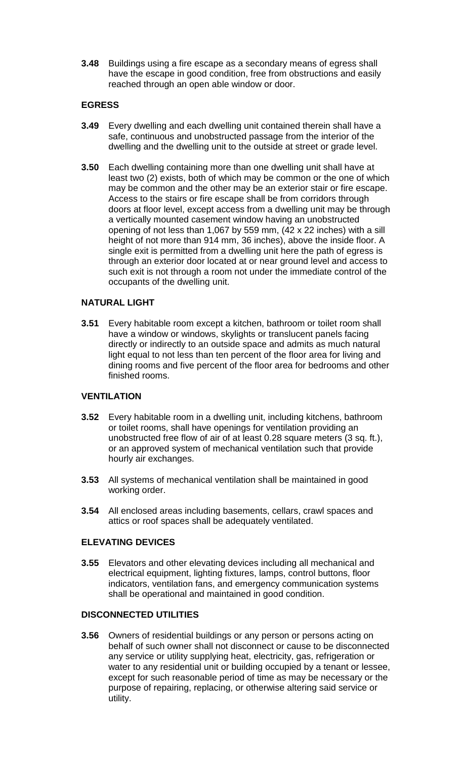**3.48** Buildings using a fire escape as a secondary means of egress shall have the escape in good condition, free from obstructions and easily reached through an open able window or door.

### EGRESS

**3.49** Every dwelling and each dwelling unit contained therein shall have a safe, continuous and unobstructed passage from the interior of the dwelling and the dwelling unit to the outside at street or grade level.

**3.50** Each dwelling containing more than one dwelling unit shall have at least two (2) exists, both of which may be common or the one of which may be common and the other may be an exterior stair or fire escape. Access to the stairs or fire escape shall be from corridors through doors at floor level, except access from a dwelling unit may be through a vertically mounted casement window having an unobstructed opening of not less than 1,067 by 559 mm, (42 x 22 inches) with a sill height of not more than 914 mm, 36 inches), above the inside floor. A single exit is permitted from a dwelling unit here the path of egress is through an exterior door located at or near ground level and access to such exit is not through a room not under the immediate control of the occupants of the dwelling unit.

### NATURAL LIGHT

**3.51** Every habitable room except a kitchen, bathroom or toilet room shall have a window or windows, skylights or translucent panels facing directly or indirectly to an outside space and admits as much natural light equal to not less than ten percent of the floor area for living and dining rooms and five percent of the floor area for bedrooms and other finished rooms.

### VENTILATION

**3.52** Every habitable room in a dwelling unit, including kitchens, bathroom or toilet rooms, shall have openings for ventilation providing an unobstructed free flow of air of at least 0.28 square meters (3 sq. ft.), or an approved system of mechanical ventilation such that provide hourly air exchanges.

**3.53** All systems of mechanical ventilation shall be maintained in good working order.

**3.54** All enclosed areas including basements, cellars, crawl spaces and attics or roof spaces shall be adequately ventilated.

### ELEVATING DEVICES

**3.55** Elevators and other elevating devices including all mechanical and electrical equipment, lighting fixtures, lamps, control buttons, floor indicators, ventilation fans, and emergency communication systems shall be operational and maintained in good condition.

### DISCONNECTED UTILITIES

**3.56** Owners of residential buildings or any person or persons acting on behalf of such owner shall not disconnect or cause to be disconnected any service or utility supplying heat, electricity, gas, refrigeration or water to any residential unit or building occupied by a tenant or lessee, except for such reasonable period of time as may be necessary or the purpose of repairing, replacing, or otherwise altering said service or utility.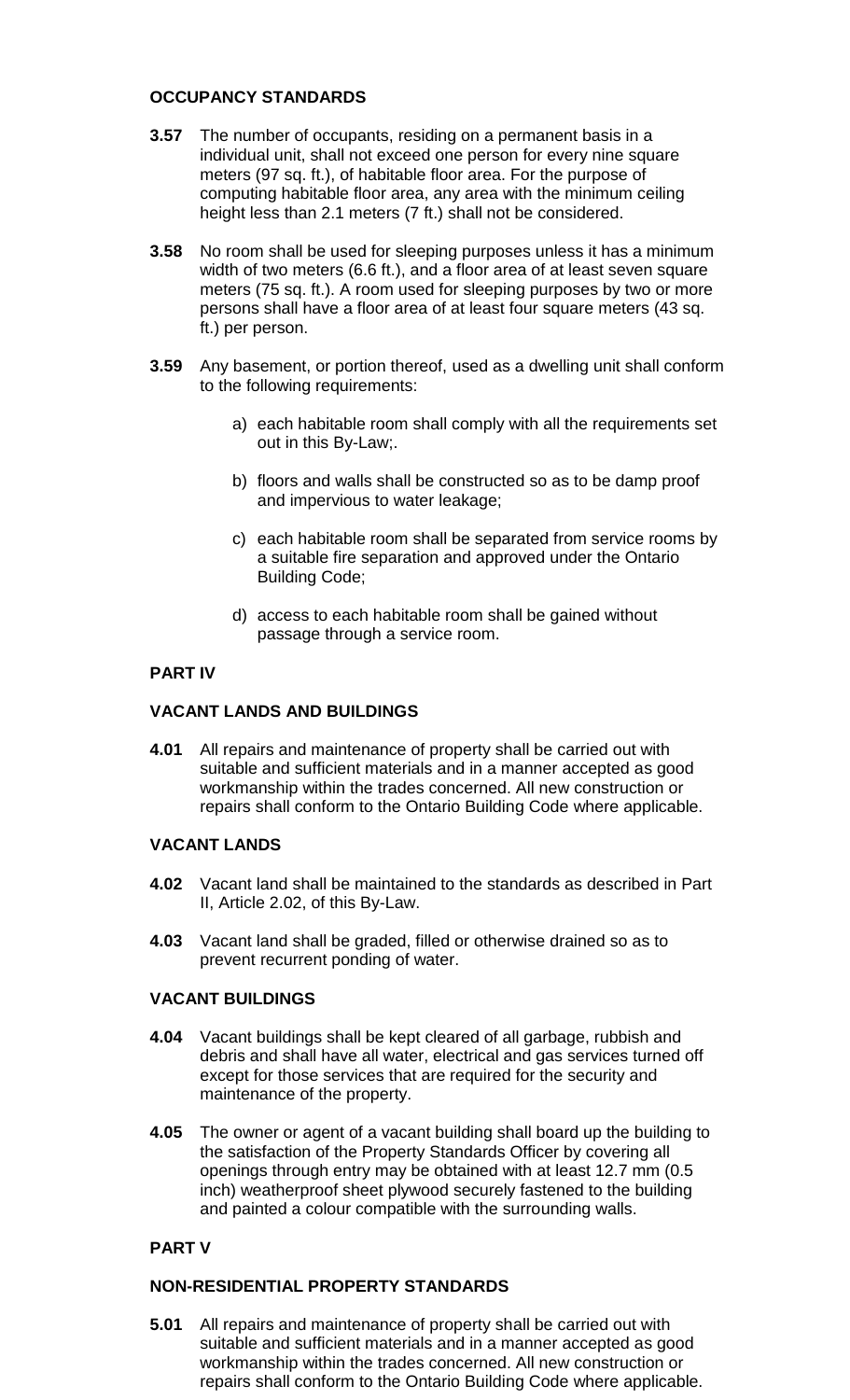## OCCUPANCY STANDARDS

**3.57** The number of occupants, residing on a permanent basis in a individual unit, shall not exceed one person for every nine square meters (97 sq. ft.), of habitable floor area. For the purpose of computing habitable floor area, any area with the minimum ceiling height less than 2.1 meters (7 ft.) shall not be considered.

**3.58** No room shall be used for sleeping purposes unless it has a minimum width of two meters (6.6 ft.), and a floor area of at least seven square meters (75 sq. ft.). A room used for sleeping purposes by two or more persons shall have a floor area of at least four square meters (43 sq. ft.) per person.

**3.59** Any basement, or portion thereof, used as a dwelling unit shall conform to the following requirements:

a) each habitable room shall comply with all the requirements set out in this By-Law;.

b) floors and walls shall be constructed so as to be damp proof and impervious to water leakage;

c) each habitable room shall be separated from service rooms by a suitable fire separation and approved under the Ontario Building Code;

d) access to each habitable room shall be gained without passage through a service room.

## PART IV

## VACANT LANDS AND BUILDINGS

**4.01** All repairs and maintenance of property shall be carried out with suitable and sufficient materials and in a manner accepted as good workmanship within the trades concerned. All new construction or repairs shall conform to the Ontario Building Code where applicable.

## VACANT LANDS

**4.02** Vacant land shall be maintained to the standards as described in Part II, Article 2.02, of this By-Law.

**4.03** Vacant land shall be graded, filled or otherwise drained so as to prevent recurrent ponding of water.

## VACANT BUILDINGS

**4.04** Vacant buildings shall be kept cleared of all garbage, rubbish and debris and shall have all water, electrical and gas services turned off except for those services that are required for the security and maintenance of the property.

**4.05** The owner or agent of a vacant building shall board up the building to the satisfaction of the Property Standards Officer by covering all openings through entry may be obtained with at least 12.7 mm (0.5 inch) weatherproof sheet plywood securely fastened to the building and painted a colour compatible with the surrounding walls.

## PART V

## NON-RESIDENTIAL PROPERTY STANDARDS

**5.01** All repairs and maintenance of property shall be carried out with suitable and sufficient materials and in a manner accepted as good workmanship within the trades concerned. All new construction or repairs shall conform to the Ontario Building Code where applicable.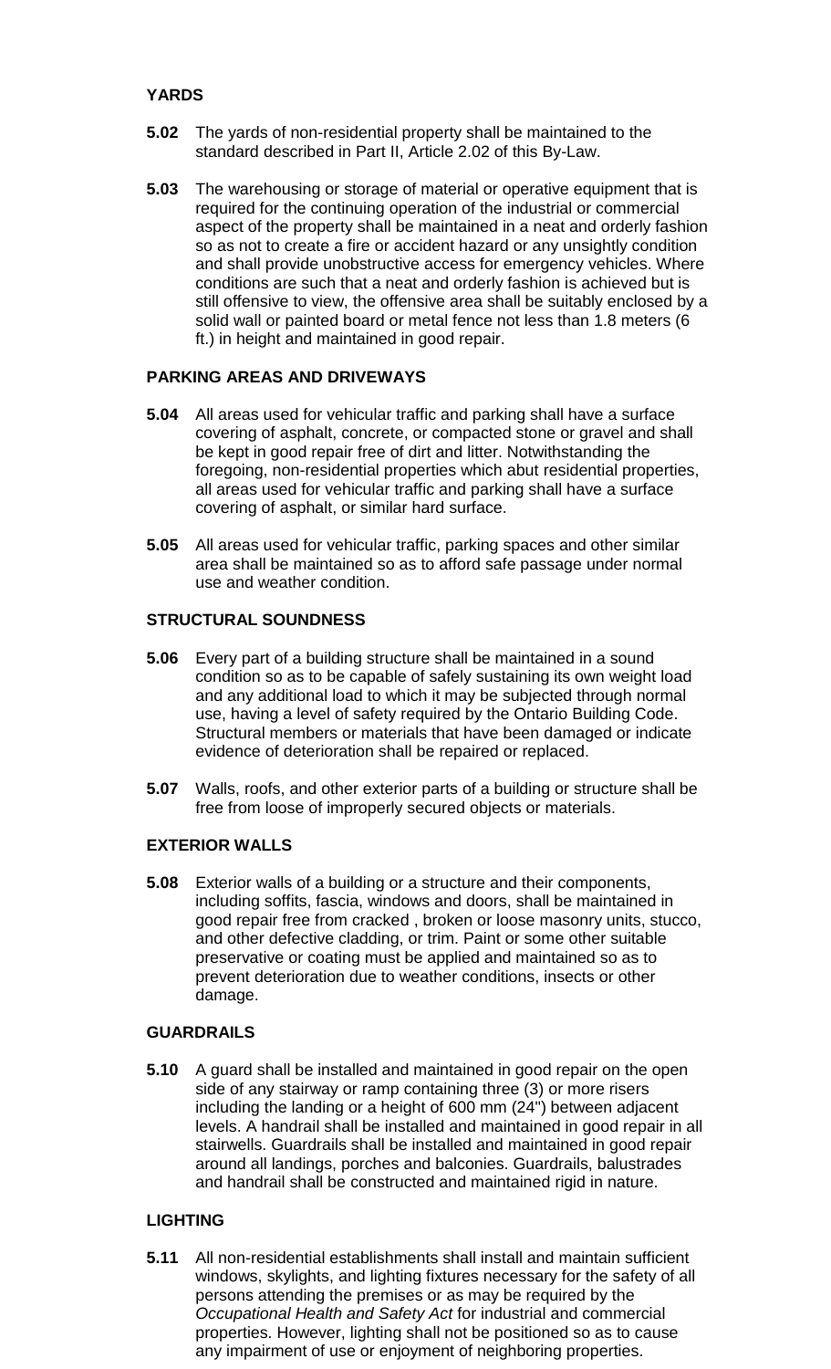### YARDS

**5.02** The yards of non-residential property shall be maintained to the standard described in Part II, Article 2.02 of this By-Law.

**5.03** The warehousing or storage of material or operative equipment that is required for the continuing operation of the industrial or commercial aspect of the property shall be maintained in a neat and orderly fashion so as not to create a fire or accident hazard or any unsightly condition and shall provide unobstructive access for emergency vehicles. Where conditions are such that a neat and orderly fashion is achieved but is still offensive to view, the offensive area shall be suitably enclosed by a solid wall or painted board or metal fence not less than 1.8 meters (6 ft.) in height and maintained in good repair.

### PARKING AREAS AND DRIVEWAYS

**5.04** All areas used for vehicular traffic and parking shall have a surface covering of asphalt, concrete, or compacted stone or gravel and shall be kept in good repair free of dirt and litter. Notwithstanding the foregoing, non-residential properties which abut residential properties, all areas used for vehicular traffic and parking shall have a surface covering of asphalt, or similar hard surface.

**5.05** All areas used for vehicular traffic, parking spaces and other similar area shall be maintained so as to afford safe passage under normal use and weather condition.

### STRUCTURAL SOUNDNESS

**5.06** Every part of a building structure shall be maintained in a sound condition so as to be capable of safely sustaining its own weight load and any additional load to which it may be subjected through normal use, having a level of safety required by the Ontario Building Code. Structural members or materials that have been damaged or indicate evidence of deterioration shall be repaired or replaced.

**5.07** Walls, roofs, and other exterior parts of a building or structure shall be free from loose of improperly secured objects or materials.

### EXTERIOR WALLS

**5.08** Exterior walls of a building or a structure and their components, including soffits, fascia, windows and doors, shall be maintained in good repair free from cracked , broken or loose masonry units, stucco, and other defective cladding, or trim. Paint or some other suitable preservative or coating must be applied and maintained so as to prevent deterioration due to weather conditions, insects or other damage.

### GUARDRAILS

**5.10** A guard shall be installed and maintained in good repair on the open side of any stairway or ramp containing three (3) or more risers including the landing or a height of 600 mm (24") between adjacent levels. A handrail shall be installed and maintained in good repair in all stairwells. Guardrails shall be installed and maintained in good repair around all landings, porches and balconies. Guardrails, balustrades and handrail shall be constructed and maintained rigid in nature.

### LIGHTING

**5.11** All non-residential establishments shall install and maintain sufficient windows, skylights, and lighting fixtures necessary for the safety of all persons attending the premises or as may be required by the *Occupational Health and Safety Act* for industrial and commercial properties. However, lighting shall not be positioned so as to cause any impairment of use or enjoyment of neighboring properties.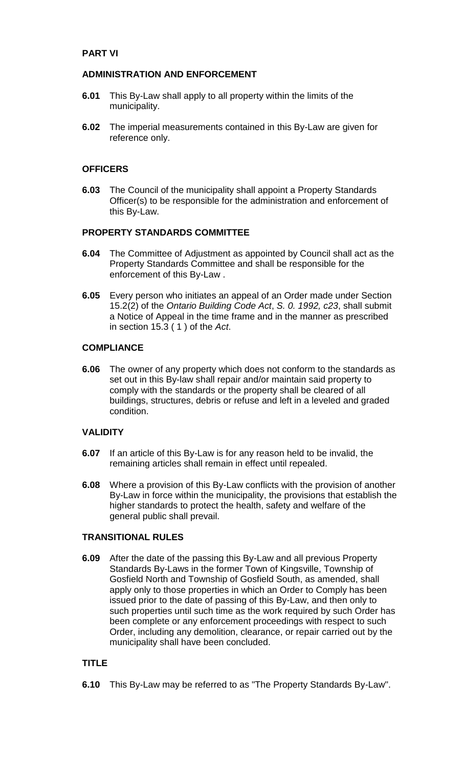## PART VI

## ADMINISTRATION AND ENFORCEMENT

**6.01** This By-Law shall apply to all property within the limits of the municipality.

**6.02** The imperial measurements contained in this By-Law are given for reference only.

### OFFICERS

**6.03** The Council of the municipality shall appoint a Property Standards Officer(s) to be responsible for the administration and enforcement of this By-Law.

### PROPERTY STANDARDS COMMITTEE

**6.04** The Committee of Adjustment as appointed by Council shall act as the Property Standards Committee and shall be responsible for the enforcement of this By-Law .

**6.05** Every person who initiates an appeal of an Order made under Section 15.2(2) of the *Ontario Building Code Act*, *S. 0. 1992, c23*, shall submit a Notice of Appeal in the time frame and in the manner as prescribed in section 15.3 ( 1 ) of the *Act*.

### COMPLIANCE

**6.06** The owner of any property which does not conform to the standards as set out in this By-law shall repair and/or maintain said property to comply with the standards or the property shall be cleared of all buildings, structures, debris or refuse and left in a leveled and graded condition.

### VALIDITY

**6.07** If an article of this By-Law is for any reason held to be invalid, the remaining articles shall remain in effect until repealed.

**6.08** Where a provision of this By-Law conflicts with the provision of another By-Law in force within the municipality, the provisions that establish the higher standards to protect the health, safety and welfare of the general public shall prevail.

### TRANSITIONAL RULES

**6.09** After the date of the passing this By-Law and all previous Property Standards By-Laws in the former Town of Kingsville, Township of Gosfield North and Township of Gosfield South, as amended, shall apply only to those properties in which an Order to Comply has been issued prior to the date of passing of this By-Law, and then only to such properties until such time as the work required by such Order has been complete or any enforcement proceedings with respect to such Order, including any demolition, clearance, or repair carried out by the municipality shall have been concluded.

### TITLE

**6.10** This By-Law may be referred to as "The Property Standards By-Law".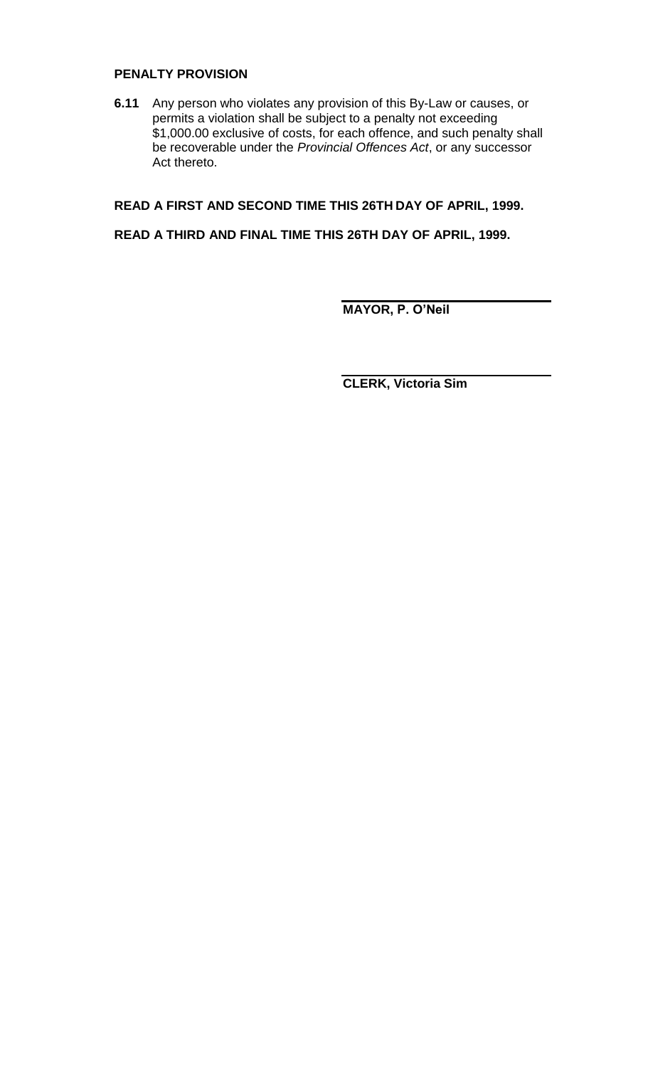**PENALTY PROVISION**

**6.11** Any person who violates any provision of this By-Law or causes, or permits a violation shall be subject to a penalty not exceeding $1,000.00 exclusive of costs, for each offence, and such penalty shall be recoverable under the *Provincial Offences Act*, or any successor Act thereto.

**READ A FIRST AND SECOND TIME THIS 26TH DAY OF APRIL, 1999.**

**READ A THIRD AND FINAL TIME THIS 26TH DAY OF APRIL, 1999.**

**MAYOR, P. O'Neil**

**CLERK, Victoria Sim**